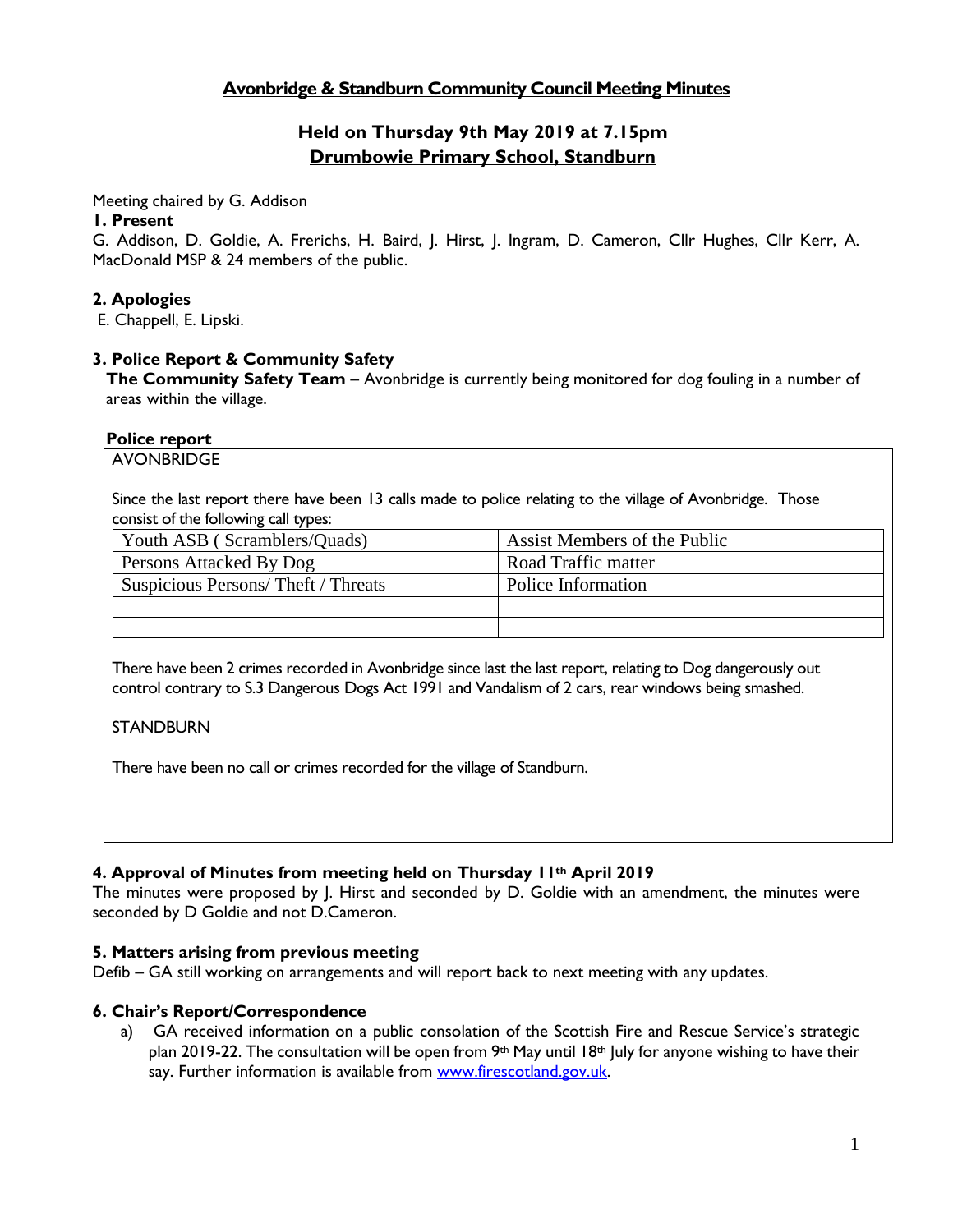# Avonbridge & Standburn Community Council Meeting Minutes

## Held on Thursday 9th May 2019 at 7.15pm
## Drumbowie Primary School, Standburn

Meeting chaired by G. Addison

**1. Present**

G. Addison, D. Goldie, A. Frerichs, H. Baird, J. Hirst, J. Ingram, D. Cameron, Cllr Hughes, Cllr Kerr, A. MacDonald MSP & 24 members of the public.

**2. Apologies**

E. Chappell, E. Lipski.

**3. Police Report & Community Safety**

**The Community Safety Team** – Avonbridge is currently being monitored for dog fouling in a number of areas within the village.

**Police report**

AVONBRIDGE

Since the last report there have been 13 calls made to police relating to the village of Avonbridge. Those consist of the following call types:

| | |
|---|---|
| Youth ASB ( Scramblers/Quads) | Assist Members of the Public |
| Persons Attacked By Dog | Road Traffic matter |
| Suspicious Persons/ Theft / Threats | Police Information |
| | |
| | |

There have been 2 crimes recorded in Avonbridge since last the last report, relating to Dog dangerously out control contrary to S.3 Dangerous Dogs Act 1991 and Vandalism of 2 cars, rear windows being smashed.

STANDBURN

There have been no call or crimes recorded for the village of Standburn.

**4. Approval of Minutes from meeting held on Thursday 11th April 2019**

The minutes were proposed by J. Hirst and seconded by D. Goldie with an amendment, the minutes were seconded by D Goldie and not D.Cameron.

**5. Matters arising from previous meeting**

Defib – GA still working on arrangements and will report back to next meeting with any updates.

**6. Chair's Report/Correspondence**

a) GA received information on a public consolation of the Scottish Fire and Rescue Service's strategic plan 2019-22. The consultation will be open from 9th May until 18th July for anyone wishing to have their say. Further information is available from www.firescotland.gov.uk.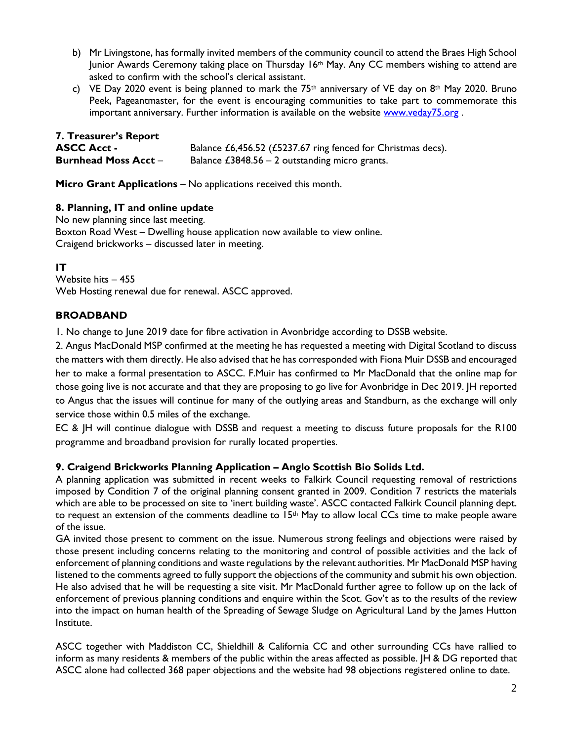b) Mr Livingstone, has formally invited members of the community council to attend the Braes High School Junior Awards Ceremony taking place on Thursday 16th May. Any CC members wishing to attend are asked to confirm with the school's clerical assistant.

c) VE Day 2020 event is being planned to mark the 75th anniversary of VE day on 8th May 2020. Bruno Peek, Pageantmaster, for the event is encouraging communities to take part to commemorate this important anniversary. Further information is available on the website www.veday75.org .

**7. Treasurer's Report**

**ASCC Acct -** Balance £6,456.52 (£5237.67 ring fenced for Christmas decs).

**Burnhead Moss Acct** – Balance £3848.56 – 2 outstanding micro grants.

**Micro Grant Applications** – No applications received this month.

**8. Planning, IT and online update**

No new planning since last meeting.
Boxton Road West – Dwelling house application now available to view online.
Craigend brickworks – discussed later in meeting.

**IT**

Website hits – 455
Web Hosting renewal due for renewal. ASCC approved.

**BROADBAND**

1. No change to June 2019 date for fibre activation in Avonbridge according to DSSB website.

2. Angus MacDonald MSP confirmed at the meeting he has requested a meeting with Digital Scotland to discuss the matters with them directly. He also advised that he has corresponded with Fiona Muir DSSB and encouraged her to make a formal presentation to ASCC. F.Muir has confirmed to Mr MacDonald that the online map for those going live is not accurate and that they are proposing to go live for Avonbridge in Dec 2019. JH reported to Angus that the issues will continue for many of the outlying areas and Standburn, as the exchange will only service those within 0.5 miles of the exchange.

EC & JH will continue dialogue with DSSB and request a meeting to discuss future proposals for the R100 programme and broadband provision for rurally located properties.

**9. Craigend Brickworks Planning Application – Anglo Scottish Bio Solids Ltd.**

A planning application was submitted in recent weeks to Falkirk Council requesting removal of restrictions imposed by Condition 7 of the original planning consent granted in 2009. Condition 7 restricts the materials which are able to be processed on site to 'inert building waste'. ASCC contacted Falkirk Council planning dept. to request an extension of the comments deadline to 15th May to allow local CCs time to make people aware of the issue.

GA invited those present to comment on the issue. Numerous strong feelings and objections were raised by those present including concerns relating to the monitoring and control of possible activities and the lack of enforcement of planning conditions and waste regulations by the relevant authorities. Mr MacDonald MSP having listened to the comments agreed to fully support the objections of the community and submit his own objection. He also advised that he will be requesting a site visit. Mr MacDonald further agree to follow up on the lack of enforcement of previous planning conditions and enquire within the Scot. Gov't as to the results of the review into the impact on human health of the Spreading of Sewage Sludge on Agricultural Land by the James Hutton Institute.

ASCC together with Maddiston CC, Shieldhill & California CC and other surrounding CCs have rallied to inform as many residents & members of the public within the areas affected as possible. JH & DG reported that ASCC alone had collected 368 paper objections and the website had 98 objections registered online to date.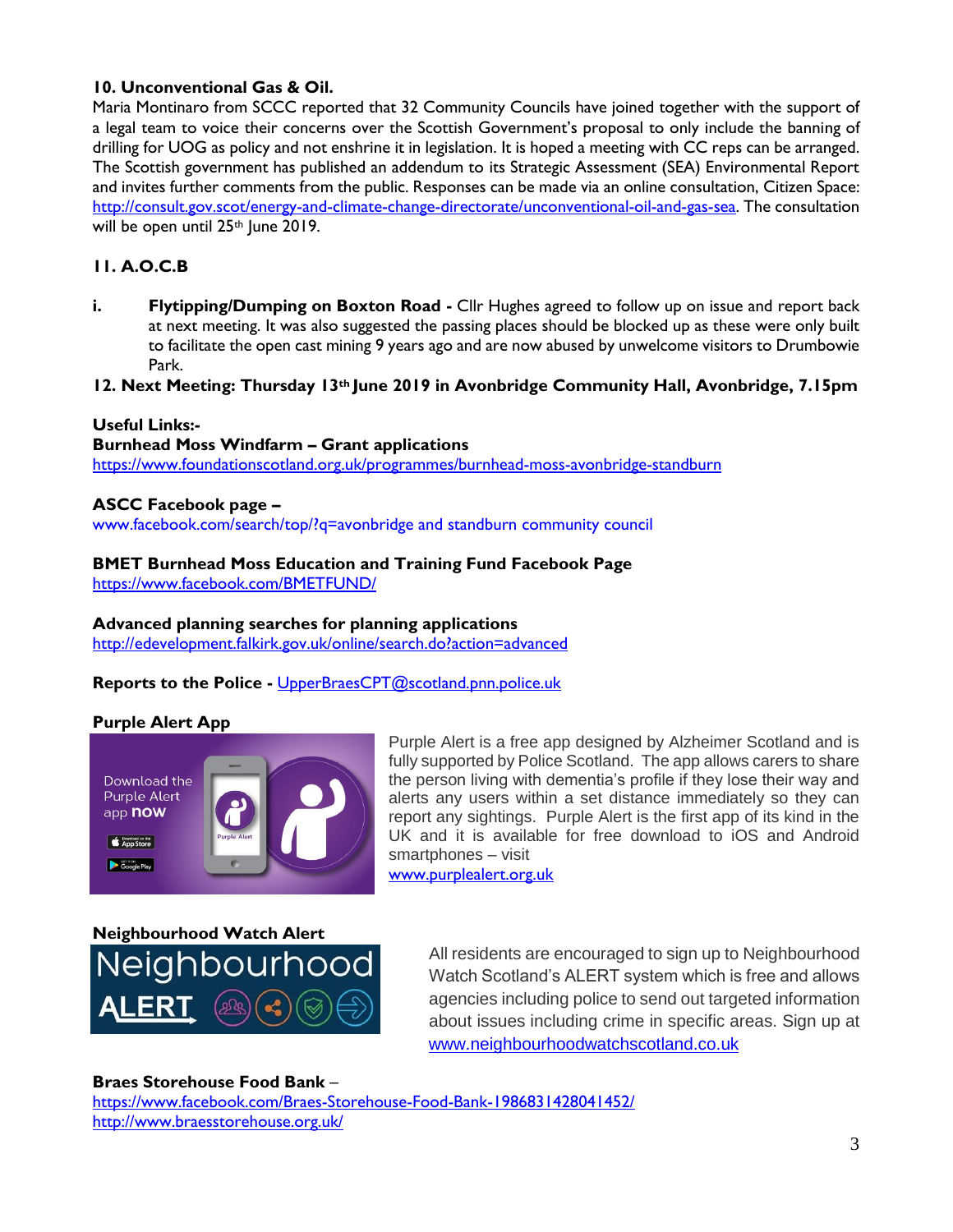**10. Unconventional Gas & Oil.**

Maria Montinaro from SCCC reported that 32 Community Councils have joined together with the support of a legal team to voice their concerns over the Scottish Government's proposal to only include the banning of drilling for UOG as policy and not enshrine it in legislation. It is hoped a meeting with CC reps can be arranged. The Scottish government has published an addendum to its Strategic Assessment (SEA) Environmental Report and invites further comments from the public. Responses can be made via an online consultation, Citizen Space: http://consult.gov.scot/energy-and-climate-change-directorate/unconventional-oil-and-gas-sea. The consultation will be open until 25th June 2019.

**11. A.O.C.B**

i. **Flytipping/Dumping on Boxton Road -** Cllr Hughes agreed to follow up on issue and report back at next meeting. It was also suggested the passing places should be blocked up as these were only built to facilitate the open cast mining 9 years ago and are now abused by unwelcome visitors to Drumbowie Park.

**12. Next Meeting: Thursday 13th June 2019 in Avonbridge Community Hall, Avonbridge, 7.15pm**

**Useful Links:-**

**Burnhead Moss Windfarm – Grant applications**
https://www.foundationscotland.org.uk/programmes/burnhead-moss-avonbridge-standburn

**ASCC Facebook page –**
www.facebook.com/search/top/?q=avonbridge and standburn community council

**BMET Burnhead Moss Education and Training Fund Facebook Page**
https://www.facebook.com/BMETFUND/

**Advanced planning searches for planning applications**
http://edevelopment.falkirk.gov.uk/online/search.do?action=advanced

**Reports to the Police -** UpperBraesCPT@scotland.pnn.police.uk

**Purple Alert App**

Download the Purple Alert app now

Purple Alert is a free app designed by Alzheimer Scotland and is fully supported by Police Scotland. The app allows carers to share the person living with dementia's profile if they lose their way and alerts any users within a set distance immediately so they can report any sightings. Purple Alert is the first app of its kind in the UK and it is available for free download to iOS and Android smartphones – visit www.purplealert.org.uk

**Neighbourhood Watch Alert**

Neighbourhood ALERT

All residents are encouraged to sign up to Neighbourhood Watch Scotland's ALERT system which is free and allows agencies including police to send out targeted information about issues including crime in specific areas. Sign up at www.neighbourhoodwatchscotland.co.uk

**Braes Storehouse Food Bank** –
https://www.facebook.com/Braes-Storehouse-Food-Bank-1986831428041452/
http://www.braesstorehouse.org.uk/